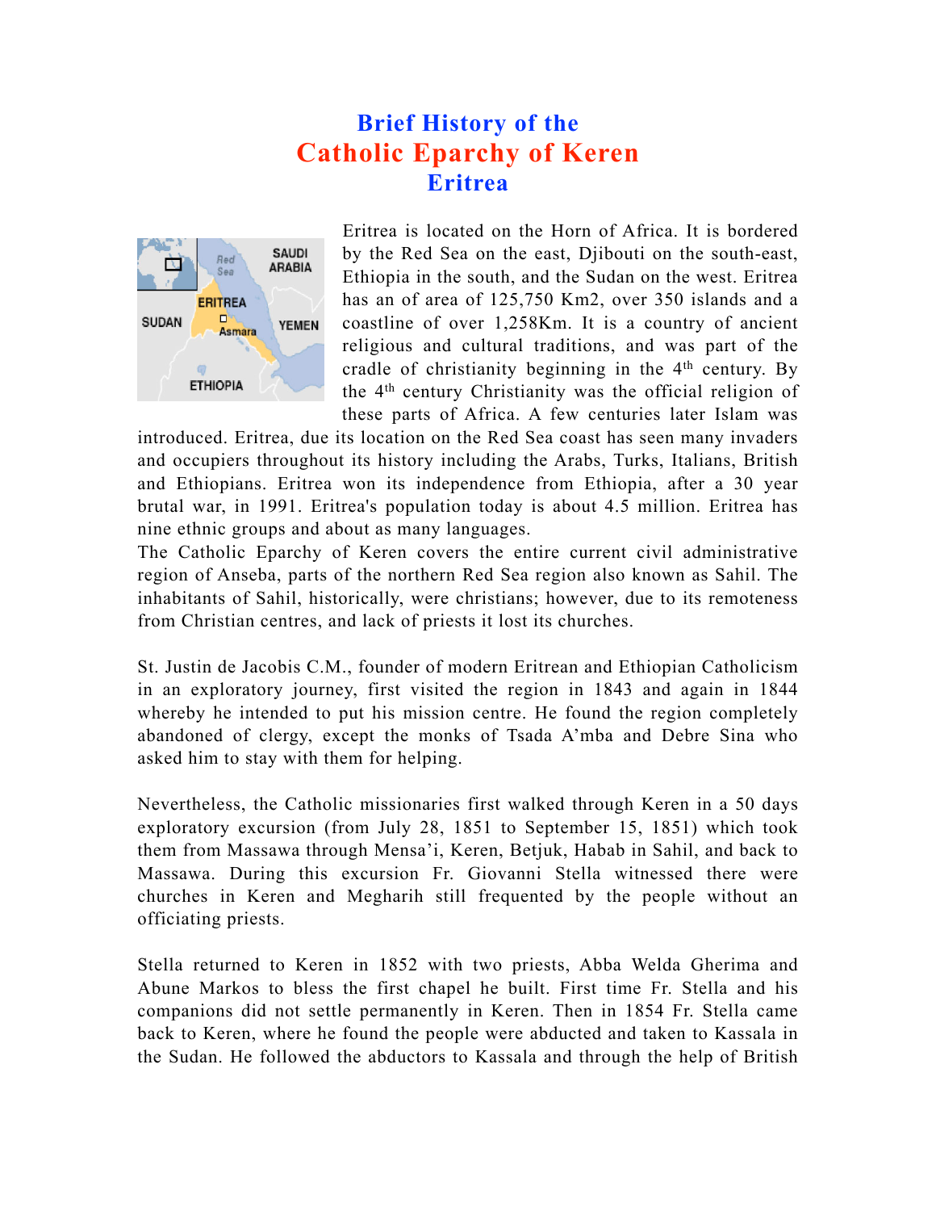# Brief History of the
# Catholic Eparchy of Keren
# Eritrea

SAUDI ARABIA
Red Sea
ERITREA
SUDAN
Asmara
YEMEN
ETHIOPIA

Eritrea is located on the Horn of Africa. It is bordered by the Red Sea on the east, Djibouti on the south-east, Ethiopia in the south, and the Sudan on the west. Eritrea has an of area of 125,750 Km2, over 350 islands and a coastline of over 1,258Km. It is a country of ancient religious and cultural traditions, and was part of the cradle of christianity beginning in the 4th century. By the 4th century Christianity was the official religion of these parts of Africa. A few centuries later Islam was introduced. Eritrea, due its location on the Red Sea coast has seen many invaders and occupiers throughout its history including the Arabs, Turks, Italians, British and Ethiopians. Eritrea won its independence from Ethiopia, after a 30 year brutal war, in 1991. Eritrea's population today is about 4.5 million. Eritrea has nine ethnic groups and about as many languages.

The Catholic Eparchy of Keren covers the entire current civil administrative region of Anseba, parts of the northern Red Sea region also known as Sahil. The inhabitants of Sahil, historically, were christians; however, due to its remoteness from Christian centres, and lack of priests it lost its churches.

St. Justin de Jacobis C.M., founder of modern Eritrean and Ethiopian Catholicism in an exploratory journey, first visited the region in 1843 and again in 1844 whereby he intended to put his mission centre. He found the region completely abandoned of clergy, except the monks of Tsada A'mba and Debre Sina who asked him to stay with them for helping.

Nevertheless, the Catholic missionaries first walked through Keren in a 50 days exploratory excursion (from July 28, 1851 to September 15, 1851) which took them from Massawa through Mensa'i, Keren, Betjuk, Habab in Sahil, and back to Massawa. During this excursion Fr. Giovanni Stella witnessed there were churches in Keren and Megharih still frequented by the people without an officiating priests.

Stella returned to Keren in 1852 with two priests, Abba Welda Gherima and Abune Markos to bless the first chapel he built. First time Fr. Stella and his companions did not settle permanently in Keren. Then in 1854 Fr. Stella came back to Keren, where he found the people were abducted and taken to Kassala in the Sudan. He followed the abductors to Kassala and through the help of British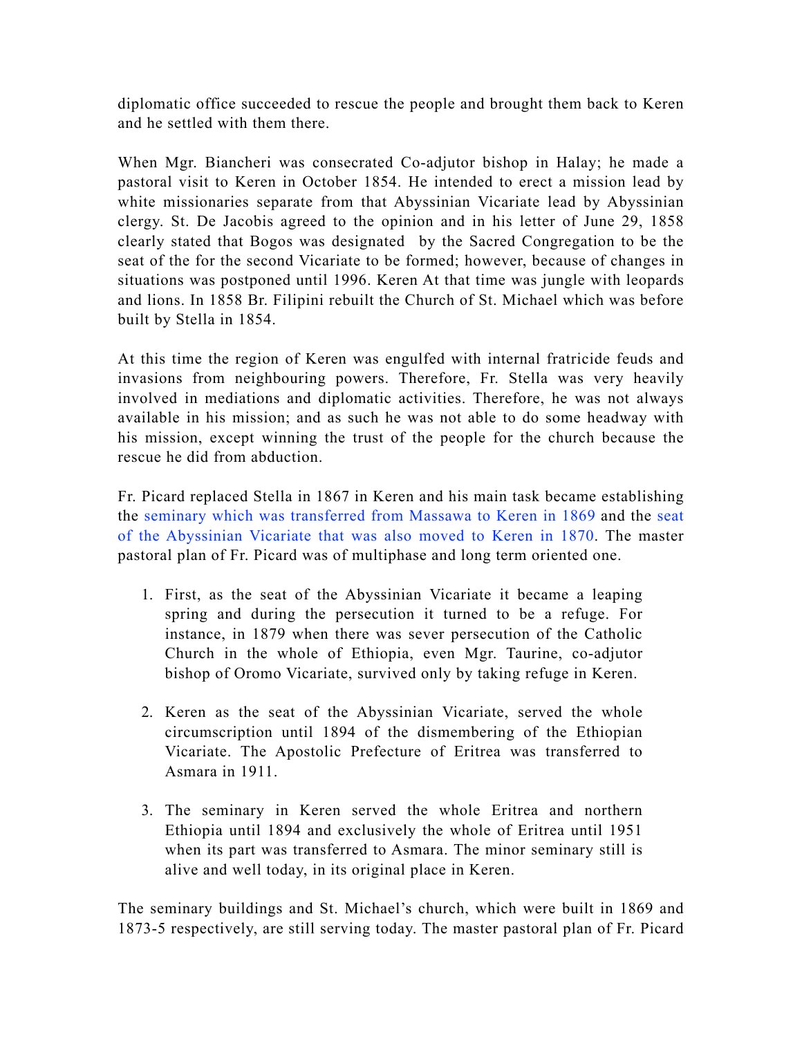diplomatic office succeeded to rescue the people and brought them back to Keren and he settled with them there.

When Mgr. Biancheri was consecrated Co-adjutor bishop in Halay; he made a pastoral visit to Keren in October 1854. He intended to erect a mission lead by white missionaries separate from that Abyssinian Vicariate lead by Abyssinian clergy. St. De Jacobis agreed to the opinion and in his letter of June 29, 1858 clearly stated that Bogos was designated by the Sacred Congregation to be the seat of the for the second Vicariate to be formed; however, because of changes in situations was postponed until 1996. Keren At that time was jungle with leopards and lions. In 1858 Br. Filipini rebuilt the Church of St. Michael which was before built by Stella in 1854.

At this time the region of Keren was engulfed with internal fratricide feuds and invasions from neighbouring powers. Therefore, Fr. Stella was very heavily involved in mediations and diplomatic activities. Therefore, he was not always available in his mission; and as such he was not able to do some headway with his mission, except winning the trust of the people for the church because the rescue he did from abduction.

Fr. Picard replaced Stella in 1867 in Keren and his main task became establishing the seminary which was transferred from Massawa to Keren in 1869 and the seat of the Abyssinian Vicariate that was also moved to Keren in 1870. The master pastoral plan of Fr. Picard was of multiphase and long term oriented one.

1. First, as the seat of the Abyssinian Vicariate it became a leaping spring and during the persecution it turned to be a refuge. For instance, in 1879 when there was sever persecution of the Catholic Church in the whole of Ethiopia, even Mgr. Taurine, co-adjutor bishop of Oromo Vicariate, survived only by taking refuge in Keren.

2. Keren as the seat of the Abyssinian Vicariate, served the whole circumscription until 1894 of the dismembering of the Ethiopian Vicariate. The Apostolic Prefecture of Eritrea was transferred to Asmara in 1911.

3. The seminary in Keren served the whole Eritrea and northern Ethiopia until 1894 and exclusively the whole of Eritrea until 1951 when its part was transferred to Asmara. The minor seminary still is alive and well today, in its original place in Keren.

The seminary buildings and St. Michael's church, which were built in 1869 and 1873-5 respectively, are still serving today. The master pastoral plan of Fr. Picard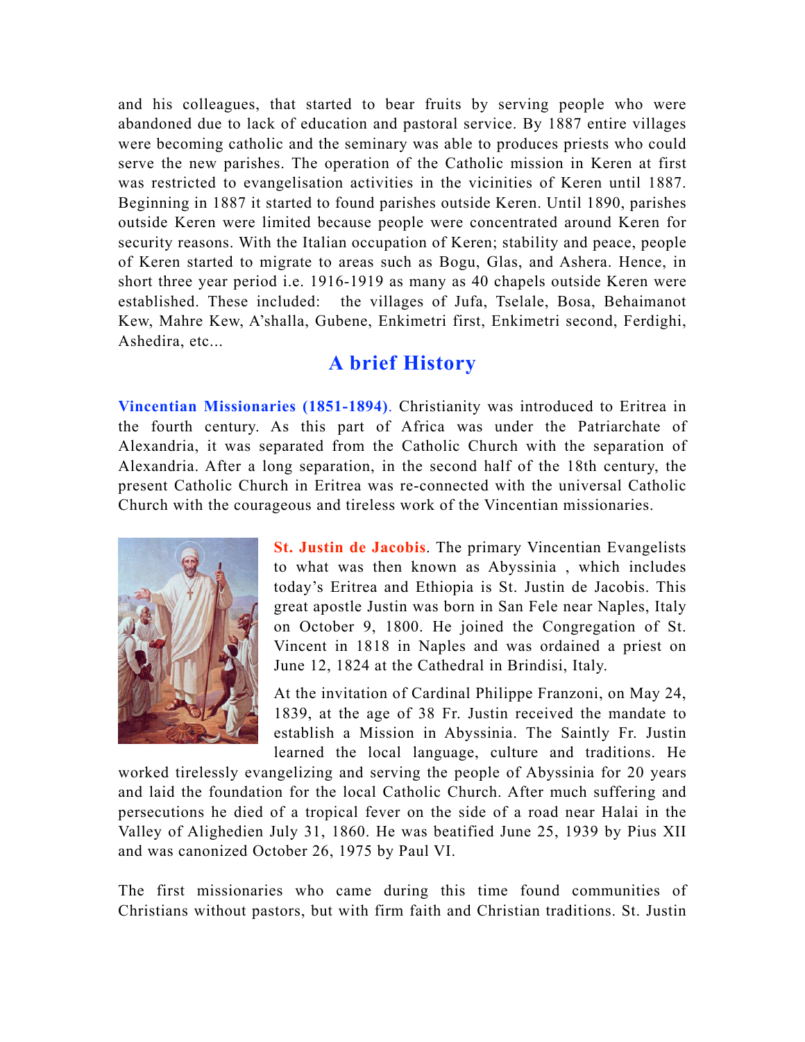and his colleagues, that started to bear fruits by serving people who were abandoned due to lack of education and pastoral service. By 1887 entire villages were becoming catholic and the seminary was able to produces priests who could serve the new parishes. The operation of the Catholic mission in Keren at first was restricted to evangelisation activities in the vicinities of Keren until 1887. Beginning in 1887 it started to found parishes outside Keren. Until 1890, parishes outside Keren were limited because people were concentrated around Keren for security reasons. With the Italian occupation of Keren; stability and peace, people of Keren started to migrate to areas such as Bogu, Glas, and Ashera. Hence, in short three year period i.e. 1916-1919 as many as 40 chapels outside Keren were established. These included: the villages of Jufa, Tselale, Bosa, Behaimanot Kew, Mahre Kew, A'shalla, Gubene, Enkimetri first, Enkimetri second, Ferdighi, Ashedira, etc...

## A brief History

**Vincentian Missionaries (1851-1894)**. Christianity was introduced to Eritrea in the fourth century. As this part of Africa was under the Patriarchate of Alexandria, it was separated from the Catholic Church with the separation of Alexandria. After a long separation, in the second half of the 18th century, the present Catholic Church in Eritrea was re-connected with the universal Catholic Church with the courageous and tireless work of the Vincentian missionaries.

**St. Justin de Jacobis**. The primary Vincentian Evangelists to what was then known as Abyssinia , which includes today's Eritrea and Ethiopia is St. Justin de Jacobis. This great apostle Justin was born in San Fele near Naples, Italy on October 9, 1800. He joined the Congregation of St. Vincent in 1818 in Naples and was ordained a priest on June 12, 1824 at the Cathedral in Brindisi, Italy.

At the invitation of Cardinal Philippe Franzoni, on May 24, 1839, at the age of 38 Fr. Justin received the mandate to establish a Mission in Abyssinia. The Saintly Fr. Justin learned the local language, culture and traditions. He worked tirelessly evangelizing and serving the people of Abyssinia for 20 years and laid the foundation for the local Catholic Church. After much suffering and persecutions he died of a tropical fever on the side of a road near Halai in the Valley of Alighedien July 31, 1860. He was beatified June 25, 1939 by Pius XII and was canonized October 26, 1975 by Paul VI.

The first missionaries who came during this time found communities of Christians without pastors, but with firm faith and Christian traditions. St. Justin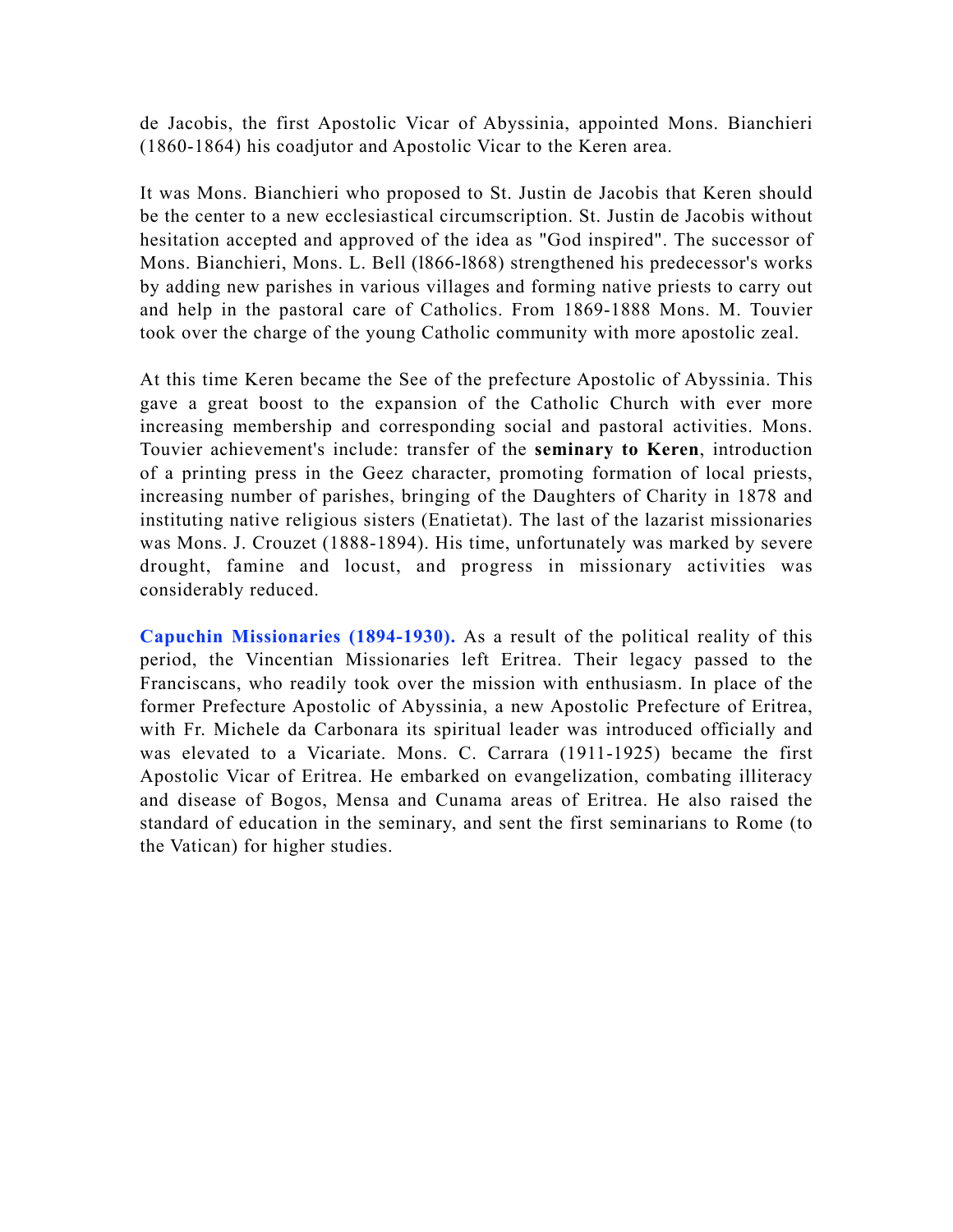de Jacobis, the first Apostolic Vicar of Abyssinia, appointed Mons. Bianchieri (1860-1864) his coadjutor and Apostolic Vicar to the Keren area.

It was Mons. Bianchieri who proposed to St. Justin de Jacobis that Keren should be the center to a new ecclesiastical circumscription. St. Justin de Jacobis without hesitation accepted and approved of the idea as "God inspired". The successor of Mons. Bianchieri, Mons. L. Bell (l866-l868) strengthened his predecessor's works by adding new parishes in various villages and forming native priests to carry out and help in the pastoral care of Catholics. From 1869-1888 Mons. M. Touvier took over the charge of the young Catholic community with more apostolic zeal.

At this time Keren became the See of the prefecture Apostolic of Abyssinia. This gave a great boost to the expansion of the Catholic Church with ever more increasing membership and corresponding social and pastoral activities. Mons. Touvier achievement's include: transfer of the **seminary to Keren**, introduction of a printing press in the Geez character, promoting formation of local priests, increasing number of parishes, bringing of the Daughters of Charity in 1878 and instituting native religious sisters (Enatietat). The last of the lazarist missionaries was Mons. J. Crouzet (1888-1894). His time, unfortunately was marked by severe drought, famine and locust, and progress in missionary activities was considerably reduced.

**Capuchin Missionaries (1894-1930).** As a result of the political reality of this period, the Vincentian Missionaries left Eritrea. Their legacy passed to the Franciscans, who readily took over the mission with enthusiasm. In place of the former Prefecture Apostolic of Abyssinia, a new Apostolic Prefecture of Eritrea, with Fr. Michele da Carbonara its spiritual leader was introduced officially and was elevated to a Vicariate. Mons. C. Carrara (1911-1925) became the first Apostolic Vicar of Eritrea. He embarked on evangelization, combating illiteracy and disease of Bogos, Mensa and Cunama areas of Eritrea. He also raised the standard of education in the seminary, and sent the first seminarians to Rome (to the Vatican) for higher studies.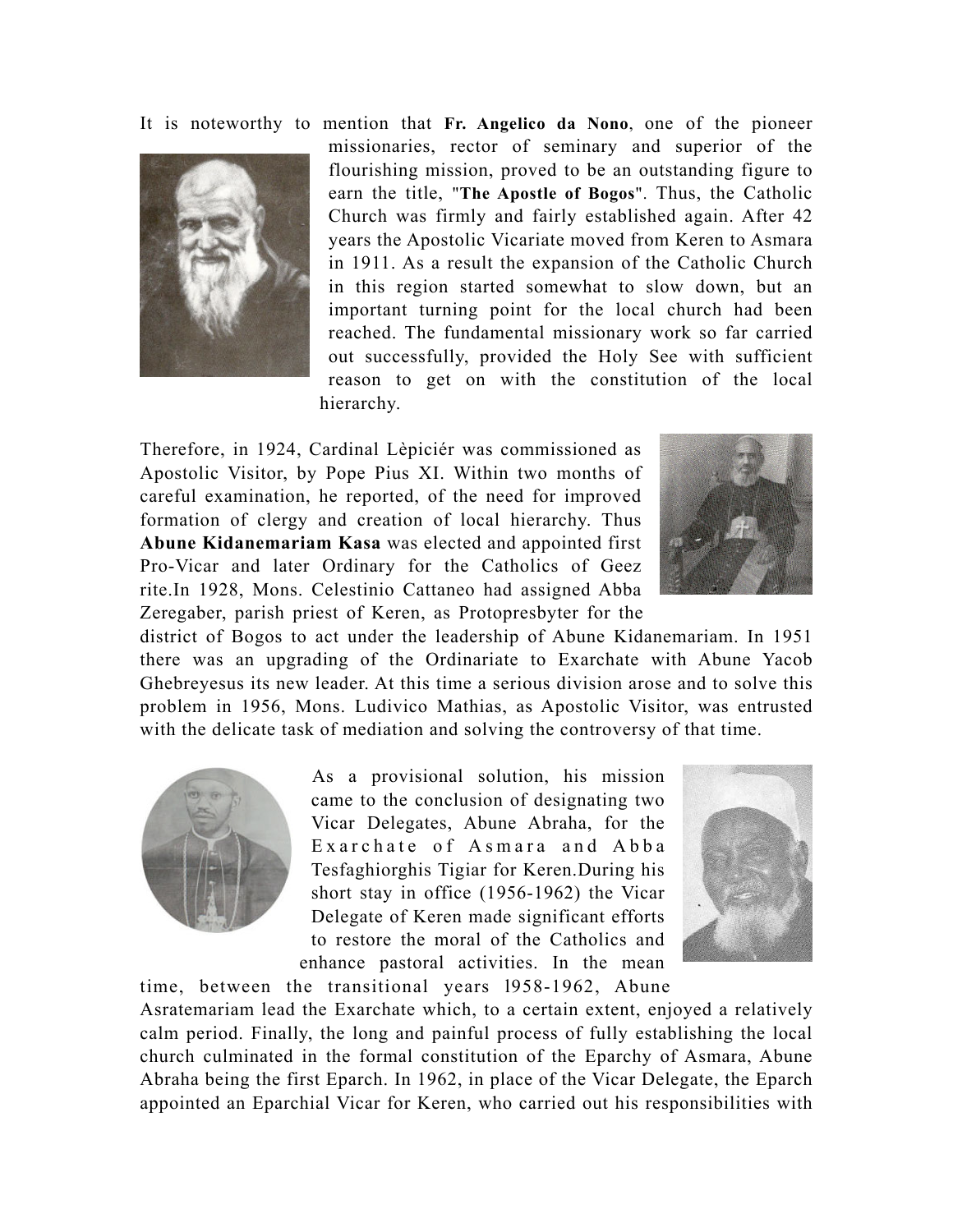It is noteworthy to mention that **Fr. Angelico da Nono**, one of the pioneer missionaries, rector of seminary and superior of the flourishing mission, proved to be an outstanding figure to earn the title, "**The Apostle of Bogos**". Thus, the Catholic Church was firmly and fairly established again. After 42 years the Apostolic Vicariate moved from Keren to Asmara in 1911. As a result the expansion of the Catholic Church in this region started somewhat to slow down, but an important turning point for the local church had been reached. The fundamental missionary work so far carried out successfully, provided the Holy See with sufficient reason to get on with the constitution of the local hierarchy.

Therefore, in 1924, Cardinal Lèpiciér was commissioned as Apostolic Visitor, by Pope Pius XI. Within two months of careful examination, he reported, of the need for improved formation of clergy and creation of local hierarchy. Thus **Abune Kidanemariam Kasa** was elected and appointed first Pro-Vicar and later Ordinary for the Catholics of Geez rite.In 1928, Mons. Celestinio Cattaneo had assigned Abba Zeregaber, parish priest of Keren, as Protopresbyter for the district of Bogos to act under the leadership of Abune Kidanemariam. In 1951 there was an upgrading of the Ordinariate to Exarchate with Abune Yacob Ghebreyesus its new leader. At this time a serious division arose and to solve this problem in 1956, Mons. Ludivico Mathias, as Apostolic Visitor, was entrusted with the delicate task of mediation and solving the controversy of that time.

As a provisional solution, his mission came to the conclusion of designating two Vicar Delegates, Abune Abraha, for the Exarchate of Asmara and Abba Tesfaghiorghis Tigiar for Keren.During his short stay in office (1956-1962) the Vicar Delegate of Keren made significant efforts to restore the moral of the Catholics and enhance pastoral activities. In the mean time, between the transitional years 1958-1962, Abune Asratemariam lead the Exarchate which, to a certain extent, enjoyed a relatively calm period. Finally, the long and painful process of fully establishing the local church culminated in the formal constitution of the Eparchy of Asmara, Abune Abraha being the first Eparch. In 1962, in place of the Vicar Delegate, the Eparch appointed an Eparchial Vicar for Keren, who carried out his responsibilities with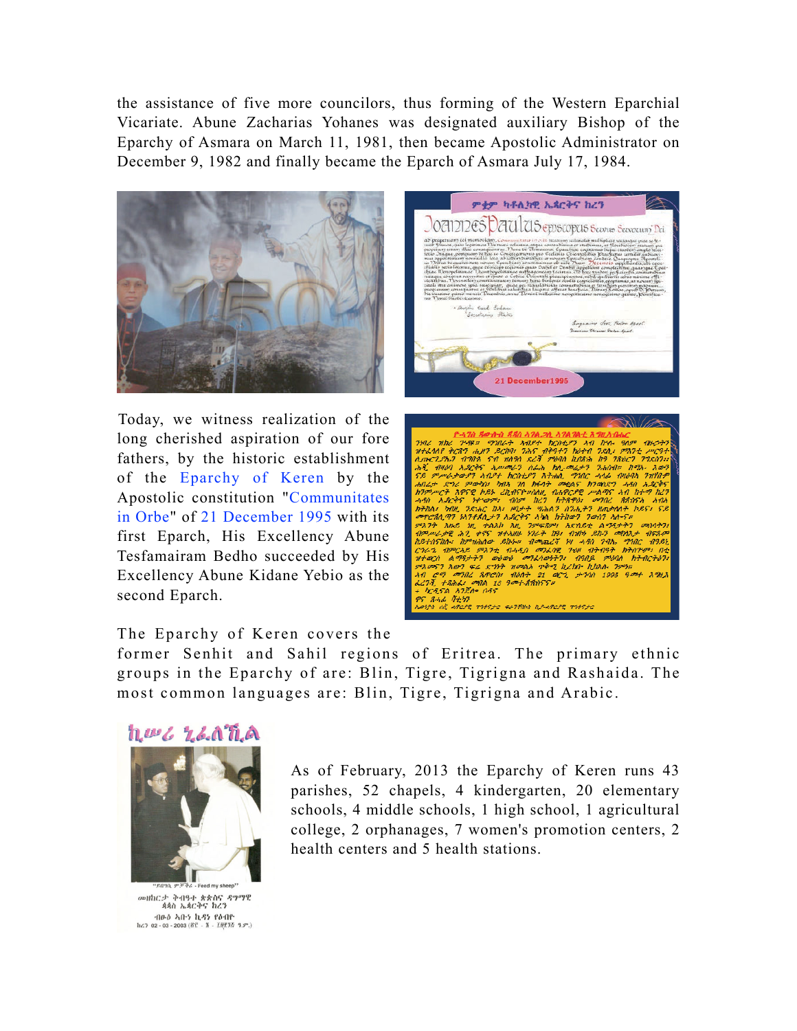the assistance of five more councilors, thus forming of the Western Eparchial Vicariate. Abune Zacharias Yohanes was designated auxiliary Bishop of the Eparchy of Asmara on March 11, 1981, then became Apostolic Administrator on December 9, 1982 and finally became the Eparch of Asmara July 17, 1984.

Today, we witness realization of the long cherished aspiration of our fore fathers, by the historic establishment of the Eparchy of Keren by the Apostolic constitution "Communitates in Orbe" of 21 December 1995 with its first Eparch, His Excellency Abune Tesfamairam Bedho succeeded by His Excellency Abune Kidane Yebio as the second Eparch.

The Eparchy of Keren covers the former Senhit and Sahil regions of Eritrea. The primary ethnic groups in the Eparchy of are: Blin, Tigre, Tigrigna and Rashaida. The most common languages are: Blin, Tigre, Tigrigna and Arabic.

As of February, 2013 the Eparchy of Keren runs 43 parishes, 52 chapels, 4 kindergarten, 20 elementary schools, 4 middle schools, 1 high school, 1 agricultural college, 2 orphanages, 7 women's promotion centers, 2 health centers and 5 health stations.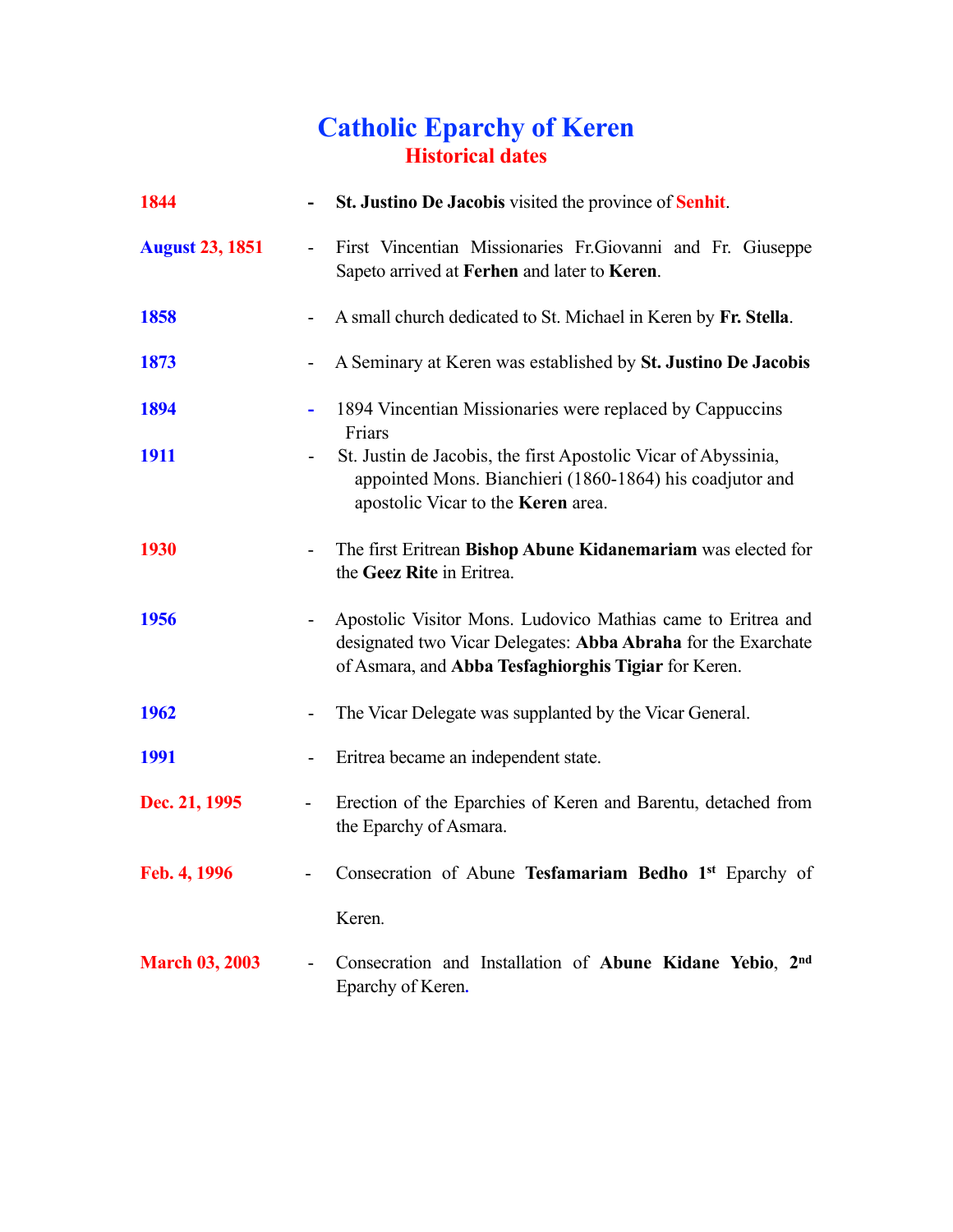# Catholic Eparchy of Keren

## Historical dates

| | |
|---|---|
| **1844** | **St. Justino De Jacobis** visited the province of **Senhit**. |
| **August 23, 1851** | First Vincentian Missionaries Fr.Giovanni and Fr. Giuseppe Sapeto arrived at **Ferhen** and later to **Keren**. |
| **1858** | A small church dedicated to St. Michael in Keren by **Fr. Stella**. |
| **1873** | A Seminary at Keren was established by **St. Justino De Jacobis** |
| **1894** | 1894 Vincentian Missionaries were replaced by Cappuccins Friars |
| **1911** | St. Justin de Jacobis, the first Apostolic Vicar of Abyssinia, appointed Mons. Bianchieri (1860-1864) his coadjutor and apostolic Vicar to the **Keren** area. |
| **1930** | The first Eritrean **Bishop Abune Kidanemariam** was elected for the **Geez Rite** in Eritrea. |
| **1956** | Apostolic Visitor Mons. Ludovico Mathias came to Eritrea and designated two Vicar Delegates: **Abba Abraha** for the Exarchate of Asmara, and **Abba Tesfaghiorghis Tigiar** for Keren. |
| **1962** | The Vicar Delegate was supplanted by the Vicar General. |
| **1991** | Eritrea became an independent state. |
| **Dec. 21, 1995** | Erection of the Eparchies of Keren and Barentu, detached from the Eparchy of Asmara. |
| **Feb. 4, 1996** | Consecration of Abune **Tesfamariam Bedho 1st** Eparchy of Keren. |
| **March 03, 2003** | Consecration and Installation of **Abune Kidane Yebio**, **2nd** Eparchy of Keren. |